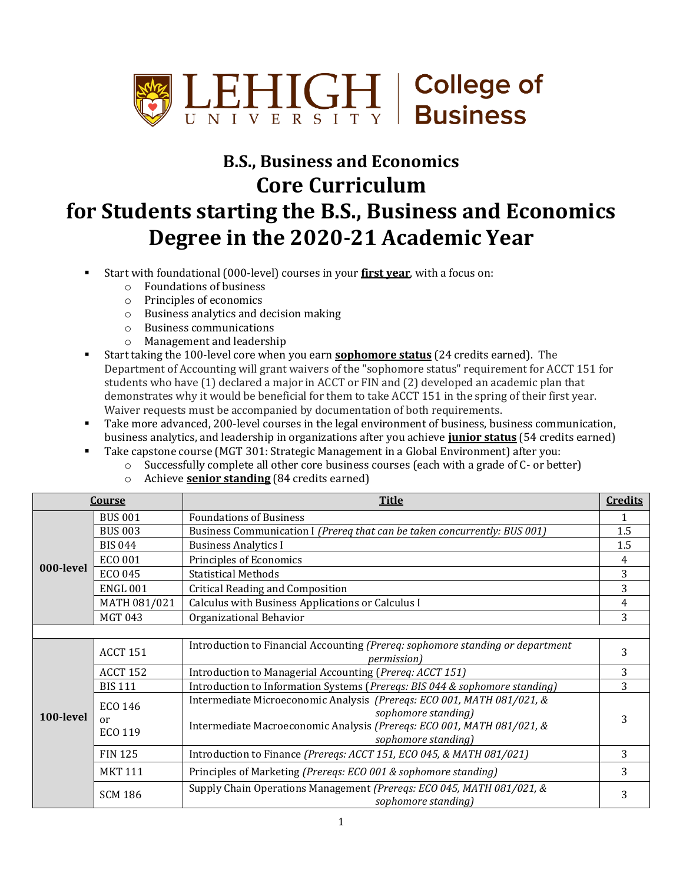# B.S., Business and Economics

## Core Curriculum

## for Students starting the B.S., Business and Economics Degree in the 2020-21 Academic Year

- Start with foundational (000-level) courses in your **first year**, with a focus on:
    - Foundations of business
    - Principles of economics
    - Business analytics and decision making
    - Business communications
    - Management and leadership
- Start taking the 100-level core when you earn **sophomore status** (24 credits earned). The Department of Accounting will grant waivers of the "sophomore status" requirement for ACCT 151 for students who have (1) declared a major in ACCT or FIN and (2) developed an academic plan that demonstrates why it would be beneficial for them to take ACCT 151 in the spring of their first year. Waiver requests must be accompanied by documentation of both requirements.
- Take more advanced, 200-level courses in the legal environment of business, business communication, business analytics, and leadership in organizations after you achieve **junior status** (54 credits earned)
- Take capstone course (MGT 301: Strategic Management in a Global Environment) after you:
    - Successfully complete all other core business courses (each with a grade of C- or better)
    - Achieve **senior standing** (84 credits earned)

| Course | | Title | Credits |
|---|---|---|---|
| **000-level** | BUS 001 | Foundations of Business | 1 |
| | BUS 003 | Business Communication I *(Prereq that can be taken concurrently: BUS 001)* | 1.5 |
| | BIS 044 | Business Analytics I | 1.5 |
| | ECO 001 | Principles of Economics | 4 |
| | ECO 045 | Statistical Methods | 3 |
| | ENGL 001 | Critical Reading and Composition | 3 |
| | MATH 081/021 | Calculus with Business Applications or Calculus I | 4 |
| | MGT 043 | Organizational Behavior | 3 |
| | | | |
| **100-level** | ACCT 151 | Introduction to Financial Accounting *(Prereq: sophomore standing or department permission)* | 3 |
| | ACCT 152 | Introduction to Managerial Accounting (*Prereq: ACCT 151)* | 3 |
| | BIS 111 | Introduction to Information Systems (*Prereqs: BIS 044 & sophomore standing)* | 3 |
| | ECO 146 or ECO 119 | Intermediate Microeconomic Analysis *(Prereqs: ECO 001, MATH 081/021, & sophomore standing)* Intermediate Macroeconomic Analysis *(Prereqs: ECO 001, MATH 081/021, & sophomore standing)* | 3 |
| | FIN 125 | Introduction to Finance *(Prereqs: ACCT 151, ECO 045, & MATH 081/021)* | 3 |
| | MKT 111 | Principles of Marketing *(Prereqs: ECO 001 & sophomore standing)* | 3 |
| | SCM 186 | Supply Chain Operations Management *(Prereqs: ECO 045, MATH 081/021, & sophomore standing)* | 3 |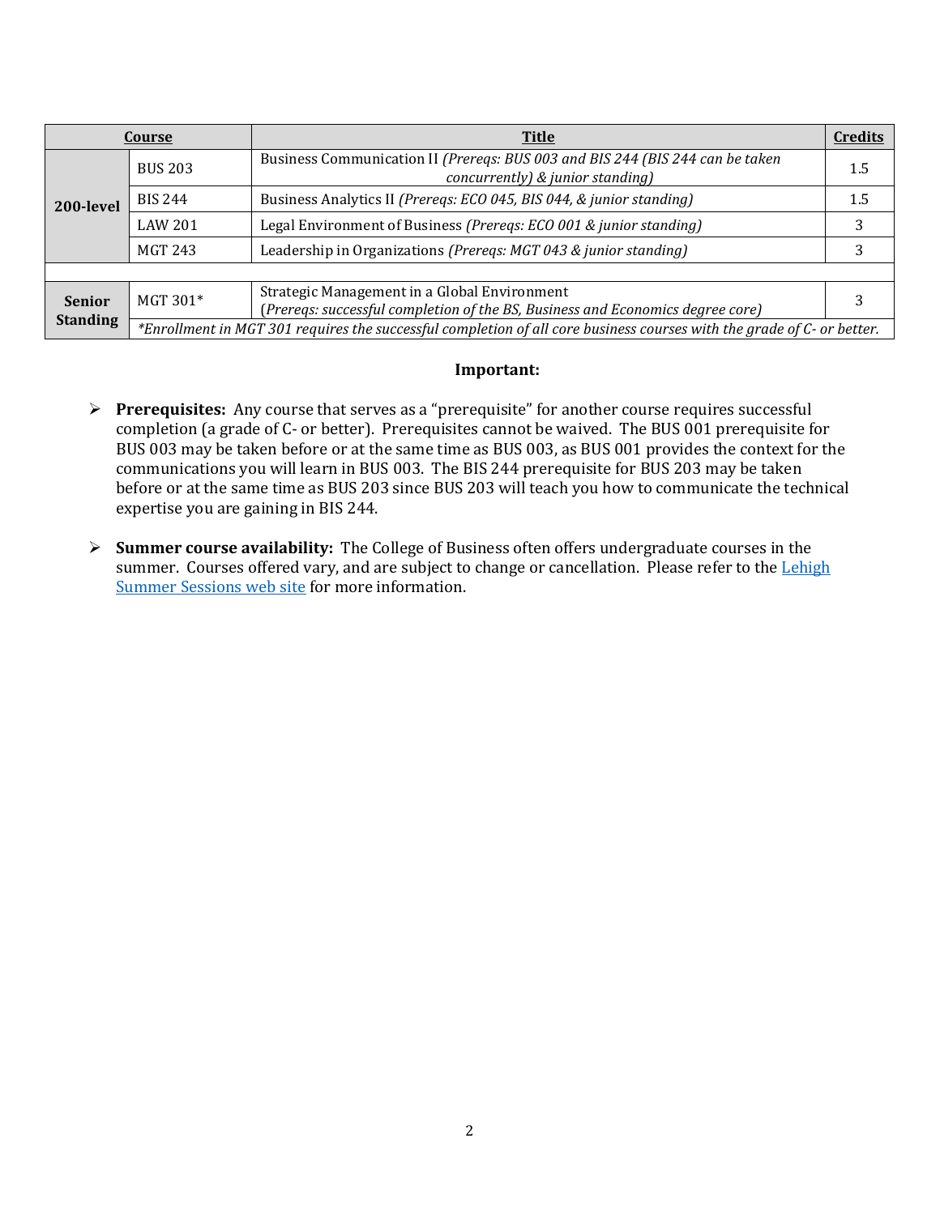| Course | | Title | Credits |
|---|---|---|---|
| **200-level** | BUS 203 | Business Communication II *(Prereqs: BUS 003 and BIS 244 (BIS 244 can be taken concurrently) & junior standing)* | 1.5 |
| | BIS 244 | Business Analytics II *(Prereqs: ECO 045, BIS 044, & junior standing)* | 1.5 |
| | LAW 201 | Legal Environment of Business *(Prereqs: ECO 001 & junior standing)* | 3 |
| | MGT 243 | Leadership in Organizations *(Prereqs: MGT 043 & junior standing)* | 3 |
| | | | |
| **Senior Standing** | MGT 301* | Strategic Management in a Global Environment (*Prereqs: successful completion of the BS, Business and Economics degree core)* | 3 |
| | *\*Enrollment in MGT 301 requires the successful completion of all core business courses with the grade of C- or better.* | | |

**Important:**

- **Prerequisites:** Any course that serves as a "prerequisite" for another course requires successful completion (a grade of C- or better). Prerequisites cannot be waived. The BUS 001 prerequisite for BUS 003 may be taken before or at the same time as BUS 003, as BUS 001 provides the context for the communications you will learn in BUS 003. The BIS 244 prerequisite for BUS 203 may be taken before or at the same time as BUS 203 since BUS 203 will teach you how to communicate the technical expertise you are gaining in BIS 244.

- **Summer course availability:** The College of Business often offers undergraduate courses in the summer. Courses offered vary, and are subject to change or cancellation. Please refer to the Lehigh Summer Sessions web site for more information.